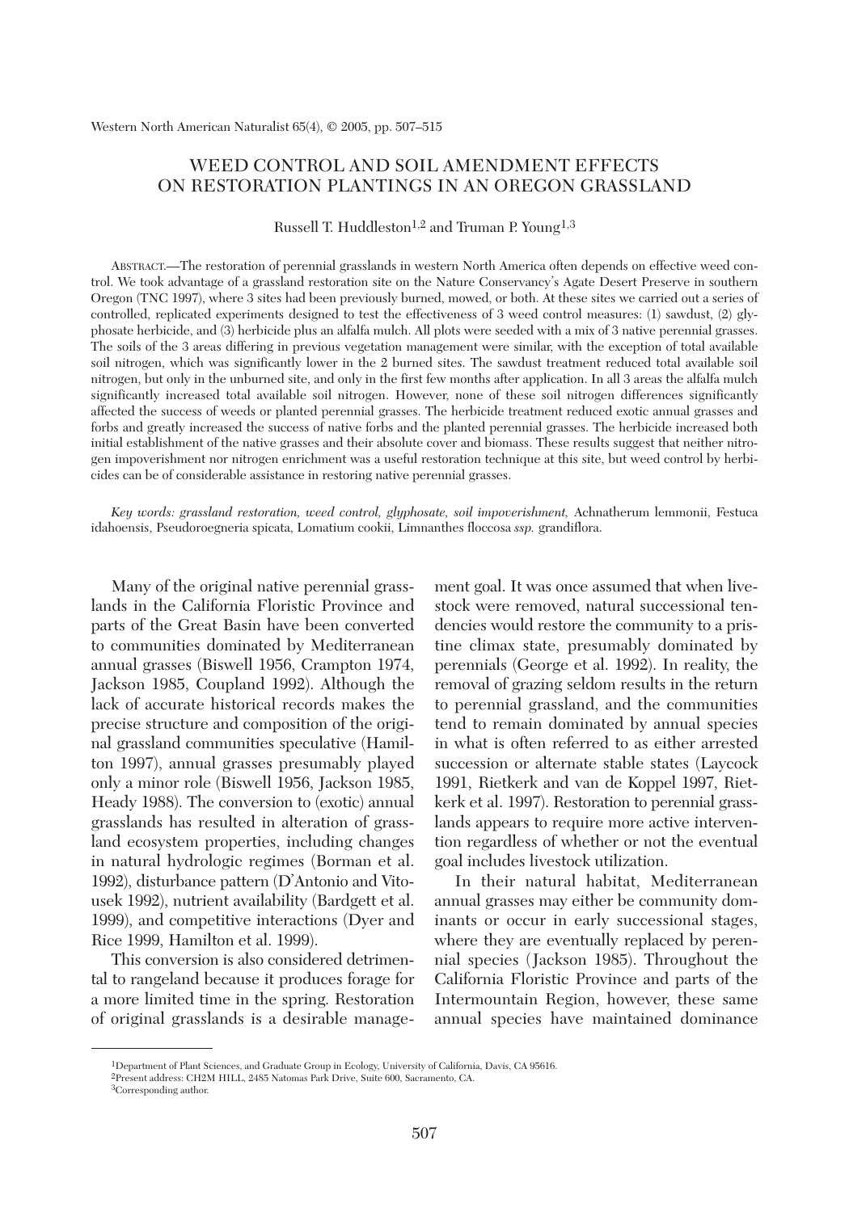# WEED CONTROL AND SOIL AMENDMENT EFFECTS ON RESTORATION PLANTINGS IN AN OREGON GRASSLAND

Russell T. Huddleston[1,2] and Truman P. Young[1,3]

ABSTRACT.—The restoration of perennial grasslands in western North America often depends on effective weed control. We took advantage of a grassland restoration site on the Nature Conservancy's Agate Desert Preserve in southern Oregon (TNC 1997), where 3 sites had been previously burned, mowed, or both. At these sites we carried out a series of controlled, replicated experiments designed to test the effectiveness of 3 weed control measures: (1) sawdust, (2) glyphosate herbicide, and (3) herbicide plus an alfalfa mulch. All plots were seeded with a mix of 3 native perennial grasses. The soils of the 3 areas differing in previous vegetation management were similar, with the exception of total available soil nitrogen, which was significantly lower in the 2 burned sites. The sawdust treatment reduced total available soil nitrogen, but only in the unburned site, and only in the first few months after application. In all 3 areas the alfalfa mulch significantly increased total available soil nitrogen. However, none of these soil nitrogen differences significantly affected the success of weeds or planted perennial grasses. The herbicide treatment reduced exotic annual grasses and forbs and greatly increased the success of native forbs and the planted perennial grasses. The herbicide increased both initial establishment of the native grasses and their absolute cover and biomass. These results suggest that neither nitrogen impoverishment nor nitrogen enrichment was a useful restoration technique at this site, but weed control by herbicides can be of considerable assistance in restoring native perennial grasses.

*Key words: grassland restoration, weed control, glyphosate, soil impoverishment,* Achnatherum lemmonii, Festuca idahoensis, Pseudoroegneria spicata, Lomatium cookii, Limnanthes floccosa *ssp.* grandiflora.

Many of the original native perennial grasslands in the California Floristic Province and parts of the Great Basin have been converted to communities dominated by Mediterranean annual grasses (Biswell 1956, Crampton 1974, Jackson 1985, Coupland 1992). Although the lack of accurate historical records makes the precise structure and composition of the original grassland communities speculative (Hamilton 1997), annual grasses presumably played only a minor role (Biswell 1956, Jackson 1985, Heady 1988). The conversion to (exotic) annual grasslands has resulted in alteration of grassland ecosystem properties, including changes in natural hydrologic regimes (Borman et al. 1992), disturbance pattern (D'Antonio and Vitousek 1992), nutrient availability (Bardgett et al. 1999), and competitive interactions (Dyer and Rice 1999, Hamilton et al. 1999).

This conversion is also considered detrimental to rangeland because it produces forage for a more limited time in the spring. Restoration of original grasslands is a desirable management goal. It was once assumed that when livestock were removed, natural successional tendencies would restore the community to a pristine climax state, presumably dominated by perennials (George et al. 1992). In reality, the removal of grazing seldom results in the return to perennial grassland, and the communities tend to remain dominated by annual species in what is often referred to as either arrested succession or alternate stable states (Laycock 1991, Rietkerk and van de Koppel 1997, Rietkerk et al. 1997). Restoration to perennial grasslands appears to require more active intervention regardless of whether or not the eventual goal includes livestock utilization.

In their natural habitat, Mediterranean annual grasses may either be community dominants or occur in early successional stages, where they are eventually replaced by perennial species (Jackson 1985). Throughout the California Floristic Province and parts of the Intermountain Region, however, these same annual species have maintained dominance

[1]Department of Plant Sciences, and Graduate Group in Ecology, University of California, Davis, CA 95616.
[2]Present address: CH2M HILL, 2485 Natomas Park Drive, Suite 600, Sacramento, CA.
[3]Corresponding author.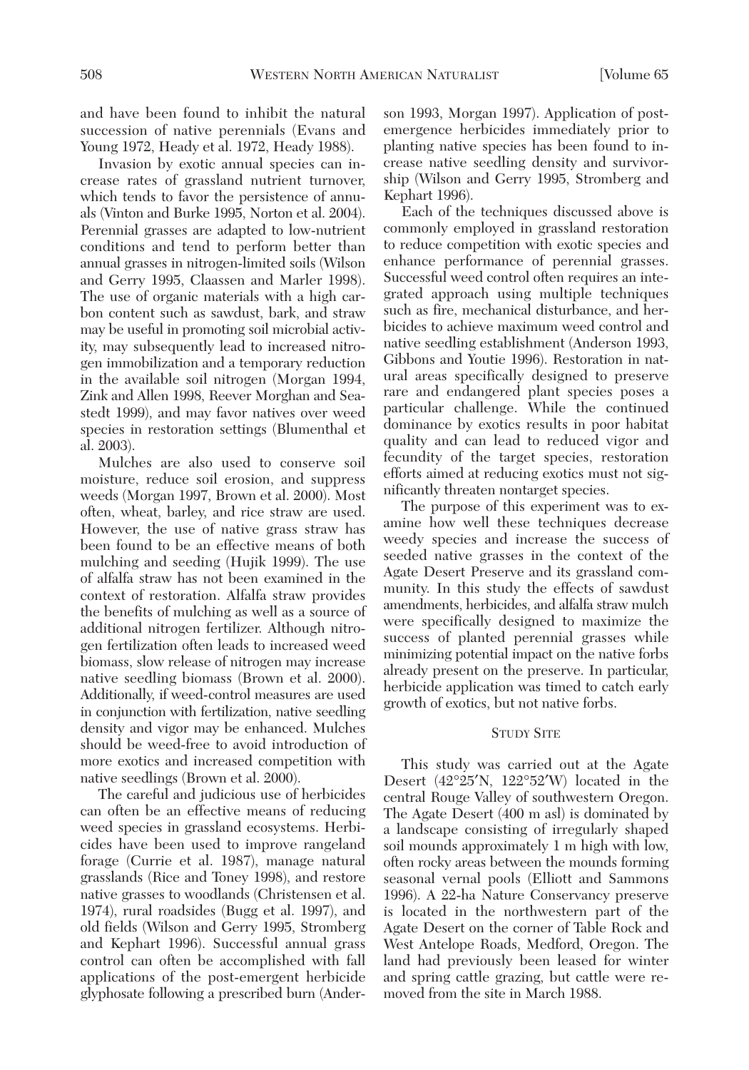and have been found to inhibit the natural succession of native perennials (Evans and Young 1972, Heady et al. 1972, Heady 1988).

Invasion by exotic annual species can increase rates of grassland nutrient turnover, which tends to favor the persistence of annuals (Vinton and Burke 1995, Norton et al. 2004). Perennial grasses are adapted to low-nutrient conditions and tend to perform better than annual grasses in nitrogen-limited soils (Wilson and Gerry 1995, Claassen and Marler 1998). The use of organic materials with a high carbon content such as sawdust, bark, and straw may be useful in promoting soil microbial activity, may subsequently lead to increased nitrogen immobilization and a temporary reduction in the available soil nitrogen (Morgan 1994, Zink and Allen 1998, Reever Morghan and Seastedt 1999), and may favor natives over weed species in restoration settings (Blumenthal et al. 2003).

Mulches are also used to conserve soil moisture, reduce soil erosion, and suppress weeds (Morgan 1997, Brown et al. 2000). Most often, wheat, barley, and rice straw are used. However, the use of native grass straw has been found to be an effective means of both mulching and seeding (Hujik 1999). The use of alfalfa straw has not been examined in the context of restoration. Alfalfa straw provides the benefits of mulching as well as a source of additional nitrogen fertilizer. Although nitrogen fertilization often leads to increased weed biomass, slow release of nitrogen may increase native seedling biomass (Brown et al. 2000). Additionally, if weed-control measures are used in conjunction with fertilization, native seedling density and vigor may be enhanced. Mulches should be weed-free to avoid introduction of more exotics and increased competition with native seedlings (Brown et al. 2000).

The careful and judicious use of herbicides can often be an effective means of reducing weed species in grassland ecosystems. Herbicides have been used to improve rangeland forage (Currie et al. 1987), manage natural grasslands (Rice and Toney 1998), and restore native grasses to woodlands (Christensen et al. 1974), rural roadsides (Bugg et al. 1997), and old fields (Wilson and Gerry 1995, Stromberg and Kephart 1996). Successful annual grass control can often be accomplished with fall applications of the post-emergent herbicide glyphosate following a prescribed burn (Anderson 1993, Morgan 1997). Application of post-emergence herbicides immediately prior to planting native species has been found to increase native seedling density and survivorship (Wilson and Gerry 1995, Stromberg and Kephart 1996).

Each of the techniques discussed above is commonly employed in grassland restoration to reduce competition with exotic species and enhance performance of perennial grasses. Successful weed control often requires an integrated approach using multiple techniques such as fire, mechanical disturbance, and herbicides to achieve maximum weed control and native seedling establishment (Anderson 1993, Gibbons and Youtie 1996). Restoration in natural areas specifically designed to preserve rare and endangered plant species poses a particular challenge. While the continued dominance by exotics results in poor habitat quality and can lead to reduced vigor and fecundity of the target species, restoration efforts aimed at reducing exotics must not significantly threaten nontarget species.

The purpose of this experiment was to examine how well these techniques decrease weedy species and increase the success of seeded native grasses in the context of the Agate Desert Preserve and its grassland community. In this study the effects of sawdust amendments, herbicides, and alfalfa straw mulch were specifically designed to maximize the success of planted perennial grasses while minimizing potential impact on the native forbs already present on the preserve. In particular, herbicide application was timed to catch early growth of exotics, but not native forbs.

## Study Site

This study was carried out at the Agate Desert (42°25′N, 122°52′W) located in the central Rouge Valley of southwestern Oregon. The Agate Desert (400 m asl) is dominated by a landscape consisting of irregularly shaped soil mounds approximately 1 m high with low, often rocky areas between the mounds forming seasonal vernal pools (Elliott and Sammons 1996). A 22-ha Nature Conservancy preserve is located in the northwestern part of the Agate Desert on the corner of Table Rock and West Antelope Roads, Medford, Oregon. The land had previously been leased for winter and spring cattle grazing, but cattle were removed from the site in March 1988.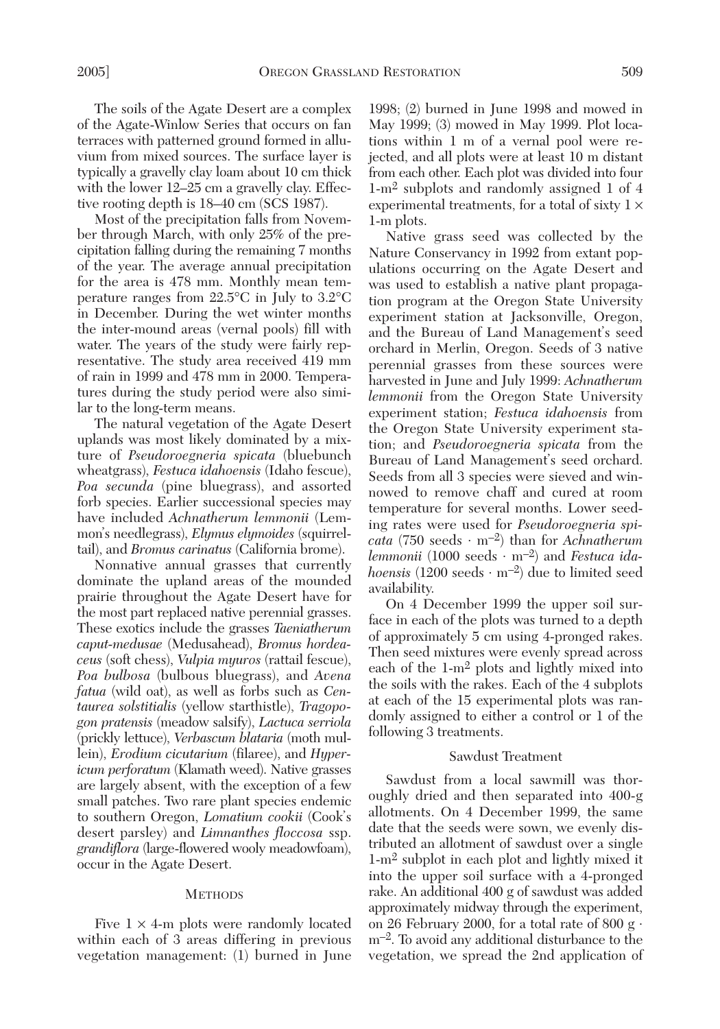The soils of the Agate Desert are a complex of the Agate-Winlow Series that occurs on fan terraces with patterned ground formed in alluvium from mixed sources. The surface layer is typically a gravelly clay loam about 10 cm thick with the lower 12–25 cm a gravelly clay. Effective rooting depth is 18–40 cm (SCS 1987).

Most of the precipitation falls from November through March, with only 25% of the precipitation falling during the remaining 7 months of the year. The average annual precipitation for the area is 478 mm. Monthly mean temperature ranges from 22.5°C in July to 3.2°C in December. During the wet winter months the inter-mound areas (vernal pools) fill with water. The years of the study were fairly representative. The study area received 419 mm of rain in 1999 and 478 mm in 2000. Temperatures during the study period were also similar to the long-term means.

The natural vegetation of the Agate Desert uplands was most likely dominated by a mixture of *Pseudoroegneria spicata* (bluebunch wheatgrass), *Festuca idahoensis* (Idaho fescue), *Poa secunda* (pine bluegrass), and assorted forb species. Earlier successional species may have included *Achnatherum lemmonii* (Lemmon's needlegrass), *Elymus elymoides* (squirreltail), and *Bromus carinatus* (California brome).

Nonnative annual grasses that currently dominate the upland areas of the mounded prairie throughout the Agate Desert have for the most part replaced native perennial grasses. These exotics include the grasses *Taeniatherum caput-medusae* (Medusahead), *Bromus hordeaceus* (soft chess), *Vulpia myuros* (rattail fescue), *Poa bulbosa* (bulbous bluegrass), and *Avena fatua* (wild oat), as well as forbs such as *Centaurea solstitialis* (yellow starthistle), *Tragopogon pratensis* (meadow salsify), *Lactuca serriola* (prickly lettuce), *Verbascum blataria* (moth mullein), *Erodium cicutarium* (filaree), and *Hypericum perforatum* (Klamath weed). Native grasses are largely absent, with the exception of a few small patches. Two rare plant species endemic to southern Oregon, *Lomatium cookii* (Cook's desert parsley) and *Limnanthes floccosa* ssp. *grandiflora* (large-flowered wooly meadowfoam), occur in the Agate Desert.

## Methods

Five 1 × 4-m plots were randomly located within each of 3 areas differing in previous vegetation management: (1) burned in June 1998; (2) burned in June 1998 and mowed in May 1999; (3) mowed in May 1999. Plot locations within 1 m of a vernal pool were rejected, and all plots were at least 10 m distant from each other. Each plot was divided into four 1-m$^2$ subplots and randomly assigned 1 of 4 experimental treatments, for a total of sixty 1 × 1-m plots.

Native grass seed was collected by the Nature Conservancy in 1992 from extant populations occurring on the Agate Desert and was used to establish a native plant propagation program at the Oregon State University experiment station at Jacksonville, Oregon, and the Bureau of Land Management's seed orchard in Merlin, Oregon. Seeds of 3 native perennial grasses from these sources were harvested in June and July 1999: *Achnatherum lemmonii* from the Oregon State University experiment station; *Festuca idahoensis* from the Oregon State University experiment station; and *Pseudoroegneria spicata* from the Bureau of Land Management's seed orchard. Seeds from all 3 species were sieved and winnowed to remove chaff and cured at room temperature for several months. Lower seeding rates were used for *Pseudoroegneria spicata* (750 seeds $\cdot$ m$^{-2}$) than for *Achnatherum lemmonii* (1000 seeds $\cdot$ m$^{-2}$) and *Festuca idahoensis* (1200 seeds $\cdot$ m$^{-2}$) due to limited seed availability.

On 4 December 1999 the upper soil surface in each of the plots was turned to a depth of approximately 5 cm using 4-pronged rakes. Then seed mixtures were evenly spread across each of the 1-m$^2$ plots and lightly mixed into the soils with the rakes. Each of the 4 subplots at each of the 15 experimental plots was randomly assigned to either a control or 1 of the following 3 treatments.

### Sawdust Treatment

Sawdust from a local sawmill was thoroughly dried and then separated into 400-g allotments. On 4 December 1999, the same date that the seeds were sown, we evenly distributed an allotment of sawdust over a single 1-m$^2$ subplot in each plot and lightly mixed it into the upper soil surface with a 4-pronged rake. An additional 400 g of sawdust was added approximately midway through the experiment, on 26 February 2000, for a total rate of 800 g $\cdot$ m$^{-2}$. To avoid any additional disturbance to the vegetation, we spread the 2nd application of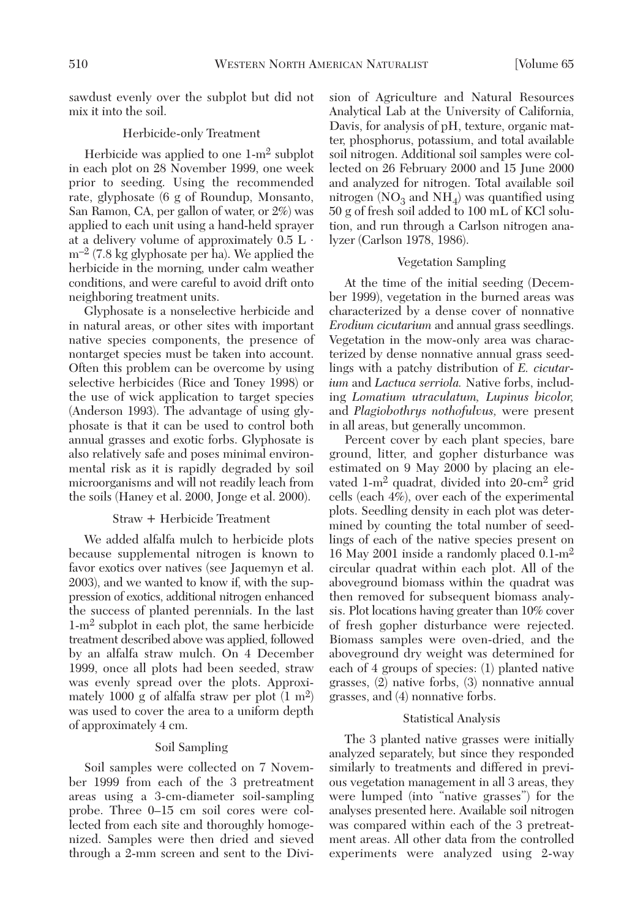sawdust evenly over the subplot but did not mix it into the soil.

### Herbicide-only Treatment

Herbicide was applied to one 1-$m^2$ subplot in each plot on 28 November 1999, one week prior to seeding. Using the recommended rate, glyphosate (6 g of Roundup, Monsanto, San Ramon, CA, per gallon of water, or 2%) was applied to each unit using a hand-held sprayer at a delivery volume of approximately 0.5 L · $m^{-2}$ (7.8 kg glyphosate per ha). We applied the herbicide in the morning, under calm weather conditions, and were careful to avoid drift onto neighboring treatment units.

Glyphosate is a nonselective herbicide and in natural areas, or other sites with important native species components, the presence of nontarget species must be taken into account. Often this problem can be overcome by using selective herbicides (Rice and Toney 1998) or the use of wick application to target species (Anderson 1993). The advantage of using glyphosate is that it can be used to control both annual grasses and exotic forbs. Glyphosate is also relatively safe and poses minimal environmental risk as it is rapidly degraded by soil microorganisms and will not readily leach from the soils (Haney et al. 2000, Jonge et al. 2000).

### Straw + Herbicide Treatment

We added alfalfa mulch to herbicide plots because supplemental nitrogen is known to favor exotics over natives (see Jaquemyn et al. 2003), and we wanted to know if, with the suppression of exotics, additional nitrogen enhanced the success of planted perennials. In the last 1-$m^2$ subplot in each plot, the same herbicide treatment described above was applied, followed by an alfalfa straw mulch. On 4 December 1999, once all plots had been seeded, straw was evenly spread over the plots. Approximately 1000 g of alfalfa straw per plot (1 $m^2$) was used to cover the area to a uniform depth of approximately 4 cm.

### Soil Sampling

Soil samples were collected on 7 November 1999 from each of the 3 pretreatment areas using a 3-cm-diameter soil-sampling probe. Three 0–15 cm soil cores were collected from each site and thoroughly homogenized. Samples were then dried and sieved through a 2-mm screen and sent to the Division of Agriculture and Natural Resources Analytical Lab at the University of California, Davis, for analysis of pH, texture, organic matter, phosphorus, potassium, and total available soil nitrogen. Additional soil samples were collected on 26 February 2000 and 15 June 2000 and analyzed for nitrogen. Total available soil nitrogen ($NO_3$ and $NH_4$) was quantified using 50 g of fresh soil added to 100 mL of KCl solution, and run through a Carlson nitrogen analyzer (Carlson 1978, 1986).

### Vegetation Sampling

At the time of the initial seeding (December 1999), vegetation in the burned areas was characterized by a dense cover of nonnative *Erodium cicutarium* and annual grass seedlings. Vegetation in the mow-only area was characterized by dense nonnative annual grass seedlings with a patchy distribution of *E. cicutarium* and *Lactuca serriola.* Native forbs, including *Lomatium utraculatum, Lupinus bicolor,* and *Plagiobothrys nothofulvus,* were present in all areas, but generally uncommon.

Percent cover by each plant species, bare ground, litter, and gopher disturbance was estimated on 9 May 2000 by placing an elevated 1-$m^2$ quadrat, divided into 20-$cm^2$ grid cells (each 4%), over each of the experimental plots. Seedling density in each plot was determined by counting the total number of seedlings of each of the native species present on 16 May 2001 inside a randomly placed 0.1-$m^2$ circular quadrat within each plot. All of the aboveground biomass within the quadrat was then removed for subsequent biomass analysis. Plot locations having greater than 10% cover of fresh gopher disturbance were rejected. Biomass samples were oven-dried, and the aboveground dry weight was determined for each of 4 groups of species: (1) planted native grasses, (2) native forbs, (3) nonnative annual grasses, and (4) nonnative forbs.

### Statistical Analysis

The 3 planted native grasses were initially analyzed separately, but since they responded similarly to treatments and differed in previous vegetation management in all 3 areas, they were lumped (into "native grasses") for the analyses presented here. Available soil nitrogen was compared within each of the 3 pretreatment areas. All other data from the controlled experiments were analyzed using 2-way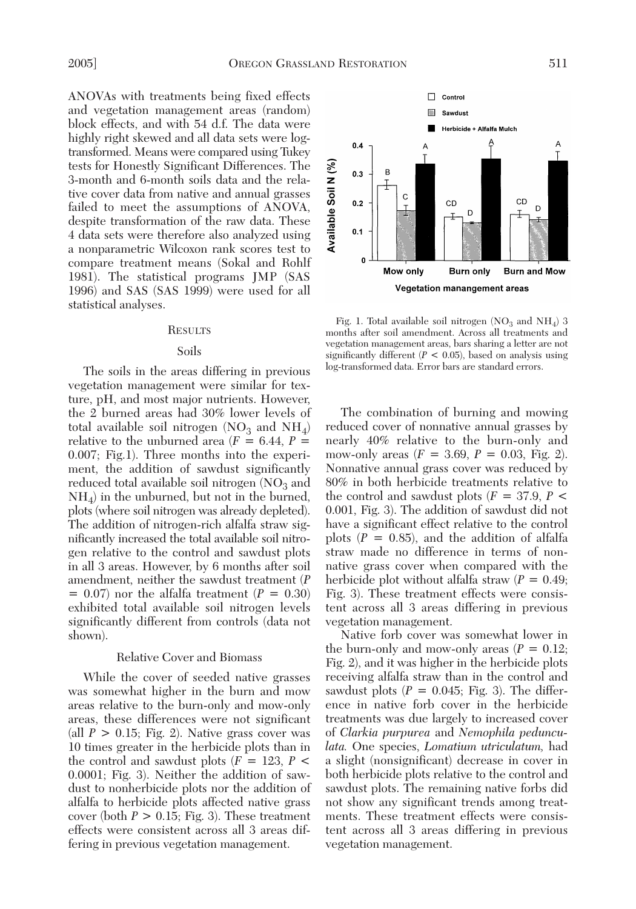ANOVAs with treatments being fixed effects and vegetation management areas (random) block effects, and with 54 d.f. The data were highly right skewed and all data sets were log-transformed. Means were compared using Tukey tests for Honestly Significant Differences. The 3-month and 6-month soils data and the relative cover data from native and annual grasses failed to meet the assumptions of ANOVA, despite transformation of the raw data. These 4 data sets were therefore also analyzed using a nonparametric Wilcoxon rank scores test to compare treatment means (Sokal and Rohlf 1981). The statistical programs JMP (SAS 1996) and SAS (SAS 1999) were used for all statistical analyses.

## Results

### Soils

The soils in the areas differing in previous vegetation management were similar for texture, pH, and most major nutrients. However, the 2 burned areas had 30% lower levels of total available soil nitrogen ($NO_3$ and $NH_4$) relative to the unburned area ($F = 6.44$, $P = 0.007$; Fig.1). Three months into the experiment, the addition of sawdust significantly reduced total available soil nitrogen ($NO_3$ and $NH_4$) in the unburned, but not in the burned, plots (where soil nitrogen was already depleted). The addition of nitrogen-rich alfalfa straw significantly increased the total available soil nitrogen relative to the control and sawdust plots in all 3 areas. However, by 6 months after soil amendment, neither the sawdust treatment ($P = 0.07$) nor the alfalfa treatment ($P = 0.30$) exhibited total available soil nitrogen levels significantly different from controls (data not shown).

Fig. 1. Total available soil nitrogen ($NO_3$ and $NH_4$) 3 months after soil amendment. Across all treatments and vegetation management areas, bars sharing a letter are not significantly different ($P < 0.05$), based on analysis using log-transformed data. Error bars are standard errors.

### Relative Cover and Biomass

While the cover of seeded native grasses was somewhat higher in the burn and mow areas relative to the burn-only and mow-only areas, these differences were not significant (all $P > 0.15$; Fig. 2). Native grass cover was 10 times greater in the herbicide plots than in the control and sawdust plots ($F = 123$, $P < 0.0001$; Fig. 3). Neither the addition of sawdust to nonherbicide plots nor the addition of alfalfa to herbicide plots affected native grass cover (both $P > 0.15$; Fig. 3). These treatment effects were consistent across all 3 areas differing in previous vegetation management.

The combination of burning and mowing reduced cover of nonnative annual grasses by nearly 40% relative to the burn-only and mow-only areas ($F = 3.69$, $P = 0.03$, Fig. 2). Nonnative annual grass cover was reduced by 80% in both herbicide treatments relative to the control and sawdust plots ($F = 37.9$, $P < 0.001$, Fig. 3). The addition of sawdust did not have a significant effect relative to the control plots ($P = 0.85$), and the addition of alfalfa straw made no difference in terms of nonnative grass cover when compared with the herbicide plot without alfalfa straw ($P = 0.49$; Fig. 3). These treatment effects were consistent across all 3 areas differing in previous vegetation management.

Native forb cover was somewhat lower in the burn-only and mow-only areas ($P = 0.12$; Fig. 2), and it was higher in the herbicide plots receiving alfalfa straw than in the control and sawdust plots ($P = 0.045$; Fig. 3). The difference in native forb cover in the herbicide treatments was due largely to increased cover of *Clarkia purpurea* and *Nemophila pedunculata.* One species, *Lomatium utriculatum,* had a slight (nonsignificant) decrease in cover in both herbicide plots relative to the control and sawdust plots. The remaining native forbs did not show any significant trends among treatments. These treatment effects were consistent across all 3 areas differing in previous vegetation management.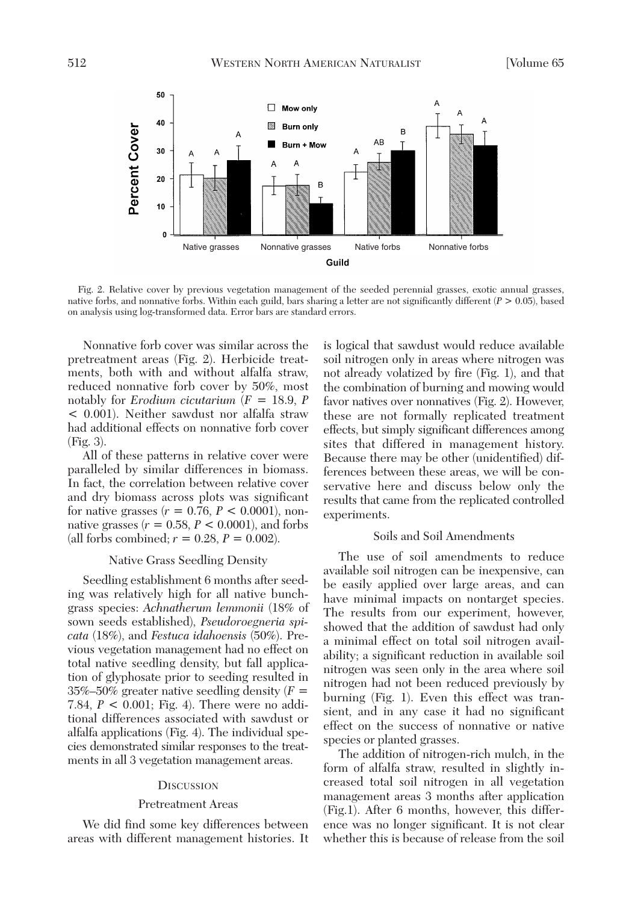Fig. 2. Relative cover by previous vegetation management of the seeded perennial grasses, exotic annual grasses, native forbs, and nonnative forbs. Within each guild, bars sharing a letter are not significantly different ($P > 0.05$), based on analysis using log-transformed data. Error bars are standard errors.

Nonnative forb cover was similar across the pretreatment areas (Fig. 2). Herbicide treatments, both with and without alfalfa straw, reduced nonnative forb cover by 50%, most notably for *Erodium cicutarium* ($F = 18.9$, $P < 0.001$). Neither sawdust nor alfalfa straw had additional effects on nonnative forb cover (Fig. 3).

All of these patterns in relative cover were paralleled by similar differences in biomass. In fact, the correlation between relative cover and dry biomass across plots was significant for native grasses ($r = 0.76$, $P < 0.0001$), nonnative grasses ($r = 0.58$, $P < 0.0001$), and forbs (all forbs combined; $r = 0.28$, $P = 0.002$).

### Native Grass Seedling Density

Seedling establishment 6 months after seeding was relatively high for all native bunchgrass species: *Achnatherum lemmonii* (18% of sown seeds established), *Pseudoroegneria spicata* (18%), and *Festuca idahoensis* (50%). Previous vegetation management had no effect on total native seedling density, but fall application of glyphosate prior to seeding resulted in 35%–50% greater native seedling density ($F = 7.84$, $P < 0.001$; Fig. 4). There were no additional differences associated with sawdust or alfalfa applications (Fig. 4). The individual species demonstrated similar responses to the treatments in all 3 vegetation management areas.

## Discussion

### Pretreatment Areas

We did find some key differences between areas with different management histories. It is logical that sawdust would reduce available soil nitrogen only in areas where nitrogen was not already volatized by fire (Fig. 1), and that the combination of burning and mowing would favor natives over nonnatives (Fig. 2). However, these are not formally replicated treatment effects, but simply significant differences among sites that differed in management history. Because there may be other (unidentified) differences between these areas, we will be conservative here and discuss below only the results that came from the replicated controlled experiments.

### Soils and Soil Amendments

The use of soil amendments to reduce available soil nitrogen can be inexpensive, can be easily applied over large areas, and can have minimal impacts on nontarget species. The results from our experiment, however, showed that the addition of sawdust had only a minimal effect on total soil nitrogen availability; a significant reduction in available soil nitrogen was seen only in the area where soil nitrogen had not been reduced previously by burning (Fig. 1). Even this effect was transient, and in any case it had no significant effect on the success of nonnative or native species or planted grasses.

The addition of nitrogen-rich mulch, in the form of alfalfa straw, resulted in slightly increased total soil nitrogen in all vegetation management areas 3 months after application (Fig.1). After 6 months, however, this difference was no longer significant. It is not clear whether this is because of release from the soil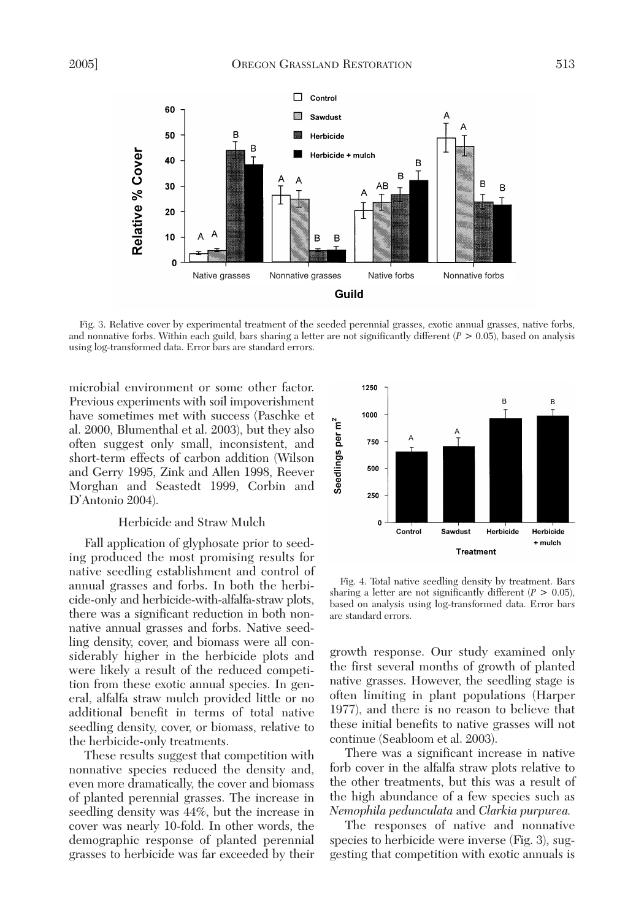Fig. 3. Relative cover by experimental treatment of the seeded perennial grasses, exotic annual grasses, native forbs, and nonnative forbs. Within each guild, bars sharing a letter are not significantly different ($P > 0.05$), based on analysis using log-transformed data. Error bars are standard errors.

microbial environment or some other factor. Previous experiments with soil impoverishment have sometimes met with success (Paschke et al. 2000, Blumenthal et al. 2003), but they also often suggest only small, inconsistent, and short-term effects of carbon addition (Wilson and Gerry 1995, Zink and Allen 1998, Reever Morghan and Seastedt 1999, Corbin and D'Antonio 2004).

### Herbicide and Straw Mulch

Fall application of glyphosate prior to seeding produced the most promising results for native seedling establishment and control of annual grasses and forbs. In both the herbicide-only and herbicide-with-alfalfa-straw plots, there was a significant reduction in both nonnative annual grasses and forbs. Native seedling density, cover, and biomass were all considerably higher in the herbicide plots and were likely a result of the reduced competition from these exotic annual species. In general, alfalfa straw mulch provided little or no additional benefit in terms of total native seedling density, cover, or biomass, relative to the herbicide-only treatments.

These results suggest that competition with nonnative species reduced the density and, even more dramatically, the cover and biomass of planted perennial grasses. The increase in seedling density was 44%, but the increase in cover was nearly 10-fold. In other words, the demographic response of planted perennial grasses to herbicide was far exceeded by their growth response. Our study examined only the first several months of growth of planted native grasses. However, the seedling stage is often limiting in plant populations (Harper 1977), and there is no reason to believe that these initial benefits to native grasses will not continue (Seabloom et al. 2003).

Fig. 4. Total native seedling density by treatment. Bars sharing a letter are not significantly different ($P > 0.05$), based on analysis using log-transformed data. Error bars are standard errors.

There was a significant increase in native forb cover in the alfalfa straw plots relative to the other treatments, but this was a result of the high abundance of a few species such as *Nemophila pedunculata* and *Clarkia purpurea.*

The responses of native and nonnative species to herbicide were inverse (Fig. 3), suggesting that competition with exotic annuals is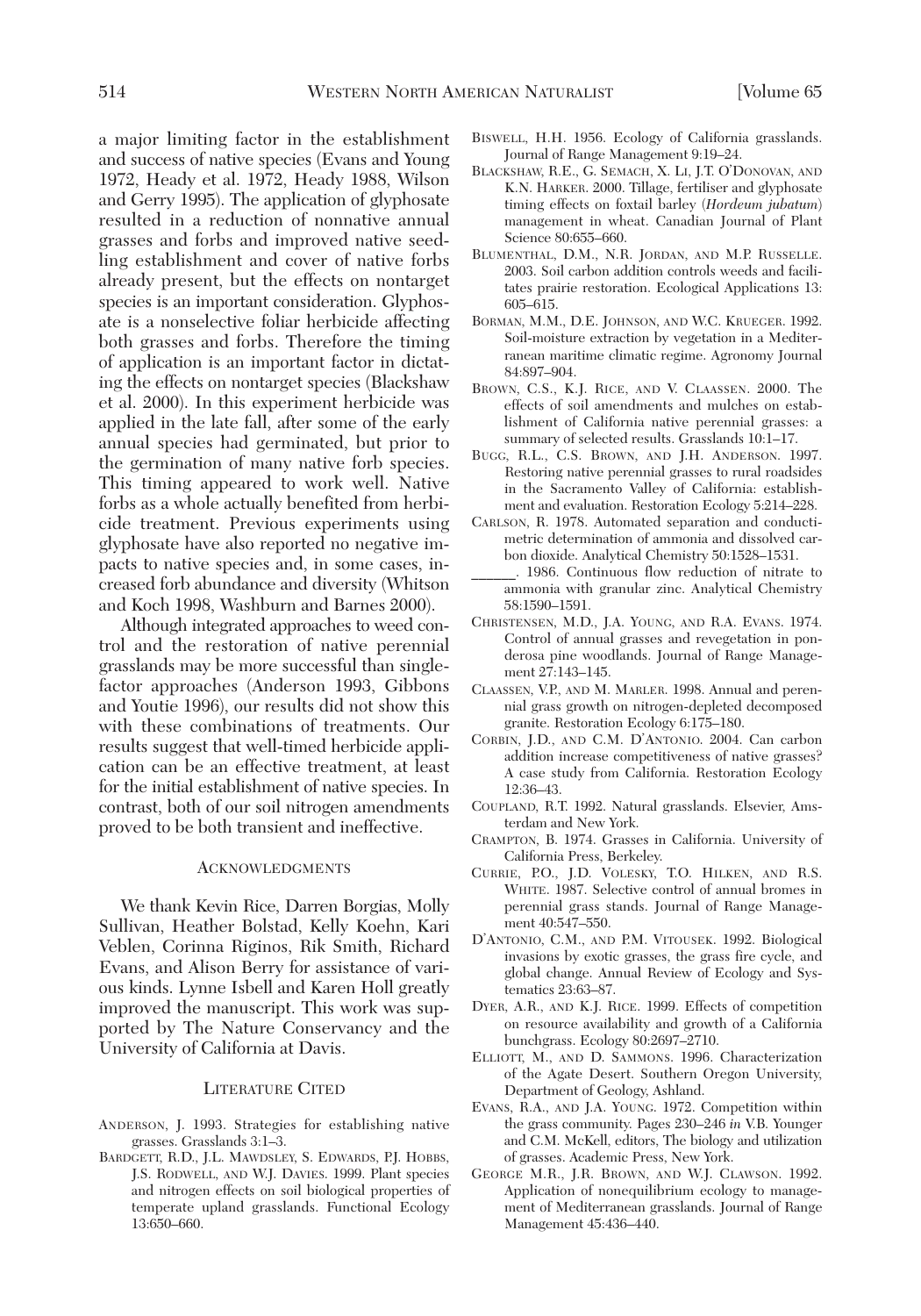a major limiting factor in the establishment and success of native species (Evans and Young 1972, Heady et al. 1972, Heady 1988, Wilson and Gerry 1995). The application of glyphosate resulted in a reduction of nonnative annual grasses and forbs and improved native seedling establishment and cover of native forbs already present, but the effects on nontarget species is an important consideration. Glyphosate is a nonselective foliar herbicide affecting both grasses and forbs. Therefore the timing of application is an important factor in dictating the effects on nontarget species (Blackshaw et al. 2000). In this experiment herbicide was applied in the late fall, after some of the early annual species had germinated, but prior to the germination of many native forb species. This timing appeared to work well. Native forbs as a whole actually benefited from herbicide treatment. Previous experiments using glyphosate have also reported no negative impacts to native species and, in some cases, increased forb abundance and diversity (Whitson and Koch 1998, Washburn and Barnes 2000).

Although integrated approaches to weed control and the restoration of native perennial grasslands may be more successful than single-factor approaches (Anderson 1993, Gibbons and Youtie 1996), our results did not show this with these combinations of treatments. Our results suggest that well-timed herbicide application can be an effective treatment, at least for the initial establishment of native species. In contrast, both of our soil nitrogen amendments proved to be both transient and ineffective.

## Acknowledgments

We thank Kevin Rice, Darren Borgias, Molly Sullivan, Heather Bolstad, Kelly Koehn, Kari Veblen, Corinna Riginos, Rik Smith, Richard Evans, and Alison Berry for assistance of various kinds. Lynne Isbell and Karen Holl greatly improved the manuscript. This work was supported by The Nature Conservancy and the University of California at Davis.

## Literature Cited

Anderson, J. 1993. Strategies for establishing native grasses. Grasslands 3:1–3.

Bardgett, R.D., J.L. Mawdsley, S. Edwards, P.J. Hobbs, J.S. Rodwell, and W.J. Davies. 1999. Plant species and nitrogen effects on soil biological properties of temperate upland grasslands. Functional Ecology 13:650–660.

Biswell, H.H. 1956. Ecology of California grasslands. Journal of Range Management 9:19–24.

Blackshaw, R.E., G. Semach, X. Li, J.T. O'Donovan, and K.N. Harker. 2000. Tillage, fertiliser and glyphosate timing effects on foxtail barley (*Hordeum jubatum*) management in wheat. Canadian Journal of Plant Science 80:655–660.

Blumenthal, D.M., N.R. Jordan, and M.P. Russelle. 2003. Soil carbon addition controls weeds and facilitates prairie restoration. Ecological Applications 13: 605–615.

Borman, M.M., D.E. Johnson, and W.C. Krueger. 1992. Soil-moisture extraction by vegetation in a Mediterranean maritime climatic regime. Agronomy Journal 84:897–904.

Brown, C.S., K.J. Rice, and V. Claassen. 2000. The effects of soil amendments and mulches on establishment of California native perennial grasses: a summary of selected results. Grasslands 10:1–17.

Bugg, R.L., C.S. Brown, and J.H. Anderson. 1997. Restoring native perennial grasses to rural roadsides in the Sacramento Valley of California: establishment and evaluation. Restoration Ecology 5:214–228.

Carlson, R. 1978. Automated separation and conductimetric determination of ammonia and dissolved carbon dioxide. Analytical Chemistry 50:1528–1531.

______. 1986. Continuous flow reduction of nitrate to ammonia with granular zinc. Analytical Chemistry 58:1590–1591.

Christensen, M.D., J.A. Young, and R.A. Evans. 1974. Control of annual grasses and revegetation in ponderosa pine woodlands. Journal of Range Management 27:143–145.

Claassen, V.P., and M. Marler. 1998. Annual and perennial grass growth on nitrogen-depleted decomposed granite. Restoration Ecology 6:175–180.

Corbin, J.D., and C.M. D'Antonio. 2004. Can carbon addition increase competitiveness of native grasses? A case study from California. Restoration Ecology 12:36–43.

Coupland, R.T. 1992. Natural grasslands. Elsevier, Amsterdam and New York.

Crampton, B. 1974. Grasses in California. University of California Press, Berkeley.

Currie, P.O., J.D. Volesky, T.O. Hilken, and R.S. White. 1987. Selective control of annual bromes in perennial grass stands. Journal of Range Management 40:547–550.

D'Antonio, C.M., and P.M. Vitousek. 1992. Biological invasions by exotic grasses, the grass fire cycle, and global change. Annual Review of Ecology and Systematics 23:63–87.

Dyer, A.R., and K.J. Rice. 1999. Effects of competition on resource availability and growth of a California bunchgrass. Ecology 80:2697–2710.

Elliott, M., and D. Sammons. 1996. Characterization of the Agate Desert. Southern Oregon University, Department of Geology, Ashland.

Evans, R.A., and J.A. Young. 1972. Competition within the grass community. Pages 230–246 *in* V.B. Younger and C.M. McKell, editors, The biology and utilization of grasses. Academic Press, New York.

George, M.R., J.R. Brown, and W.J. Clawson. 1992. Application of nonequilibrium ecology to management of Mediterranean grasslands. Journal of Range Management 45:436–440.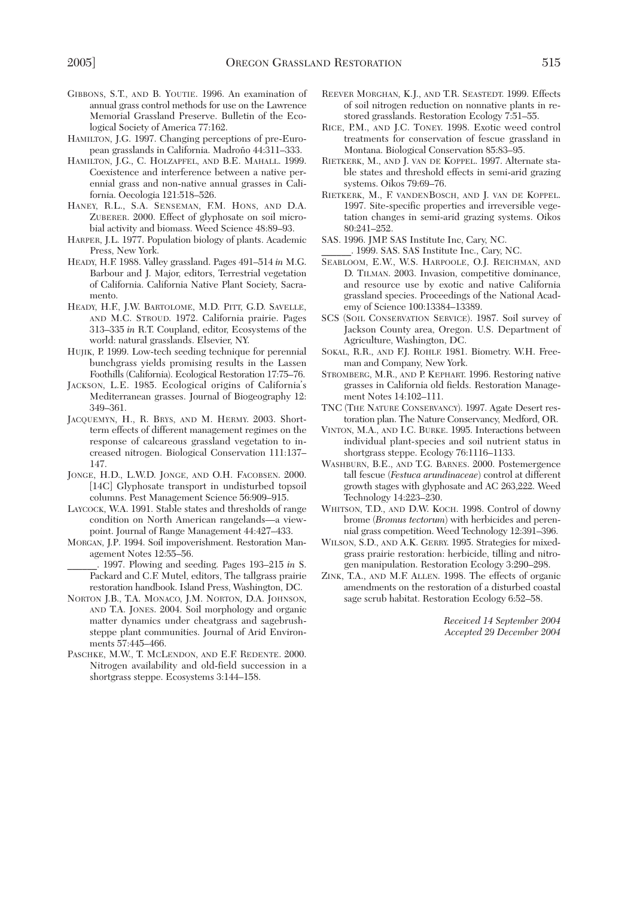GIBBONS, S.T., AND B. YOUTIE. 1996. An examination of annual grass control methods for use on the Lawrence Memorial Grassland Preserve. Bulletin of the Ecological Society of America 77:162.

HAMILTON, J.G. 1997. Changing perceptions of pre-European grasslands in California. Madroño 44:311–333.

HAMILTON, J.G., C. HOLZAPFEL, AND B.E. MAHALL. 1999. Coexistence and interference between a native perennial grass and non-native annual grasses in California. Oecologia 121:518–526.

HANEY, R.L., S.A. SENSEMAN, F.M. HONS, AND D.A. ZUBERER. 2000. Effect of glyphosate on soil microbial activity and biomass. Weed Science 48:89–93.

HARPER, J.L. 1977. Population biology of plants. Academic Press, New York.

HEADY, H.F. 1988. Valley grassland. Pages 491–514 *in* M.G. Barbour and J. Major, editors, Terrestrial vegetation of California. California Native Plant Society, Sacramento.

HEADY, H.F., J.W. BARTOLOME, M.D. PITT, G.D. SAVELLE, AND M.C. STROUD. 1972. California prairie. Pages 313–335 *in* R.T. Coupland, editor, Ecosystems of the world: natural grasslands. Elsevier, NY.

HUJIK, P. 1999. Low-tech seeding technique for perennial bunchgrass yields promising results in the Lassen Foothills (California). Ecological Restoration 17:75–76.

JACKSON, L.E. 1985. Ecological origins of California's Mediterranean grasses. Journal of Biogeography 12: 349–361.

JACQUEMYN, H., R. BRYS, AND M. HERMY. 2003. Short-term effects of different management regimes on the response of calcareous grassland vegetation to increased nitrogen. Biological Conservation 111:137–147.

JONGE, H.D., L.W.D. JONGE, AND O.H. FACOBSEN. 2000. [14C] Glyphosate transport in undisturbed topsoil columns. Pest Management Science 56:909–915.

LAYCOCK, W.A. 1991. Stable states and thresholds of range condition on North American rangelands—a viewpoint. Journal of Range Management 44:427–433.

MORGAN, J.P. 1994. Soil impoverishment. Restoration Management Notes 12:55–56.

______. 1997. Plowing and seeding. Pages 193–215 *in* S. Packard and C.F. Mutel, editors, The tallgrass prairie restoration handbook. Island Press, Washington, DC.

NORTON J.B., T.A. MONACO, J.M. NORTON, D.A. JOHNSON, AND T.A. JONES. 2004. Soil morphology and organic matter dynamics under cheatgrass and sagebrush-steppe plant communities. Journal of Arid Environments 57:445–466.

PASCHKE, M.W., T. MCLENDON, AND E.F. REDENTE. 2000. Nitrogen availability and old-field succession in a shortgrass steppe. Ecosystems 3:144–158.

REEVER MORGHAN, K.J., AND T.R. SEASTEDT. 1999. Effects of soil nitrogen reduction on nonnative plants in restored grasslands. Restoration Ecology 7:51–55.

RICE, P.M., AND J.C. TONEY. 1998. Exotic weed control treatments for conservation of fescue grassland in Montana. Biological Conservation 85:83–95.

RIETKERK, M., AND J. VAN DE KOPPEL. 1997. Alternate stable states and threshold effects in semi-arid grazing systems. Oikos 79:69–76.

RIETKERK, M., F. VANDENBOSCH, AND J. VAN DE KOPPEL. 1997. Site-specific properties and irreversible vegetation changes in semi-arid grazing systems. Oikos 80:241–252.

SAS. 1996. JMP. SAS Institute Inc, Cary, NC.

______. 1999. SAS. SAS Institute Inc., Cary, NC.

SEABLOOM, E.W., W.S. HARPOOLE, O.J. REICHMAN, AND D. TILMAN. 2003. Invasion, competitive dominance, and resource use by exotic and native California grassland species. Proceedings of the National Academy of Science 100:13384–13389.

SCS (SOIL CONSERVATION SERVICE). 1987. Soil survey of Jackson County area, Oregon. U.S. Department of Agriculture, Washington, DC.

SOKAL, R.R., AND F.J. ROHLF. 1981. Biometry. W.H. Freeman and Company, New York.

STROMBERG, M.R., AND P. KEPHART. 1996. Restoring native grasses in California old fields. Restoration Management Notes 14:102–111.

TNC (THE NATURE CONSERVANCY). 1997. Agate Desert restoration plan. The Nature Conservancy, Medford, OR.

VINTON, M.A., AND I.C. BURKE. 1995. Interactions between individual plant-species and soil nutrient status in shortgrass steppe. Ecology 76:1116–1133.

WASHBURN, B.E., AND T.G. BARNES. 2000. Postemergence tall fescue (*Festuca arundinaceae*) control at different growth stages with glyphosate and AC 263,222. Weed Technology 14:223–230.

WHITSON, T.D., AND D.W. KOCH. 1998. Control of downy brome (*Bromus tectorum*) with herbicides and perennial grass competition. Weed Technology 12:391–396.

WILSON, S.D., AND A.K. GERRY. 1995. Strategies for mixed-grass prairie restoration: herbicide, tilling and nitrogen manipulation. Restoration Ecology 3:290–298.

ZINK, T.A., AND M.F. ALLEN. 1998. The effects of organic amendments on the restoration of a disturbed coastal sage scrub habitat. Restoration Ecology 6:52–58.

*Received 14 September 2004*
*Accepted 29 December 2004*